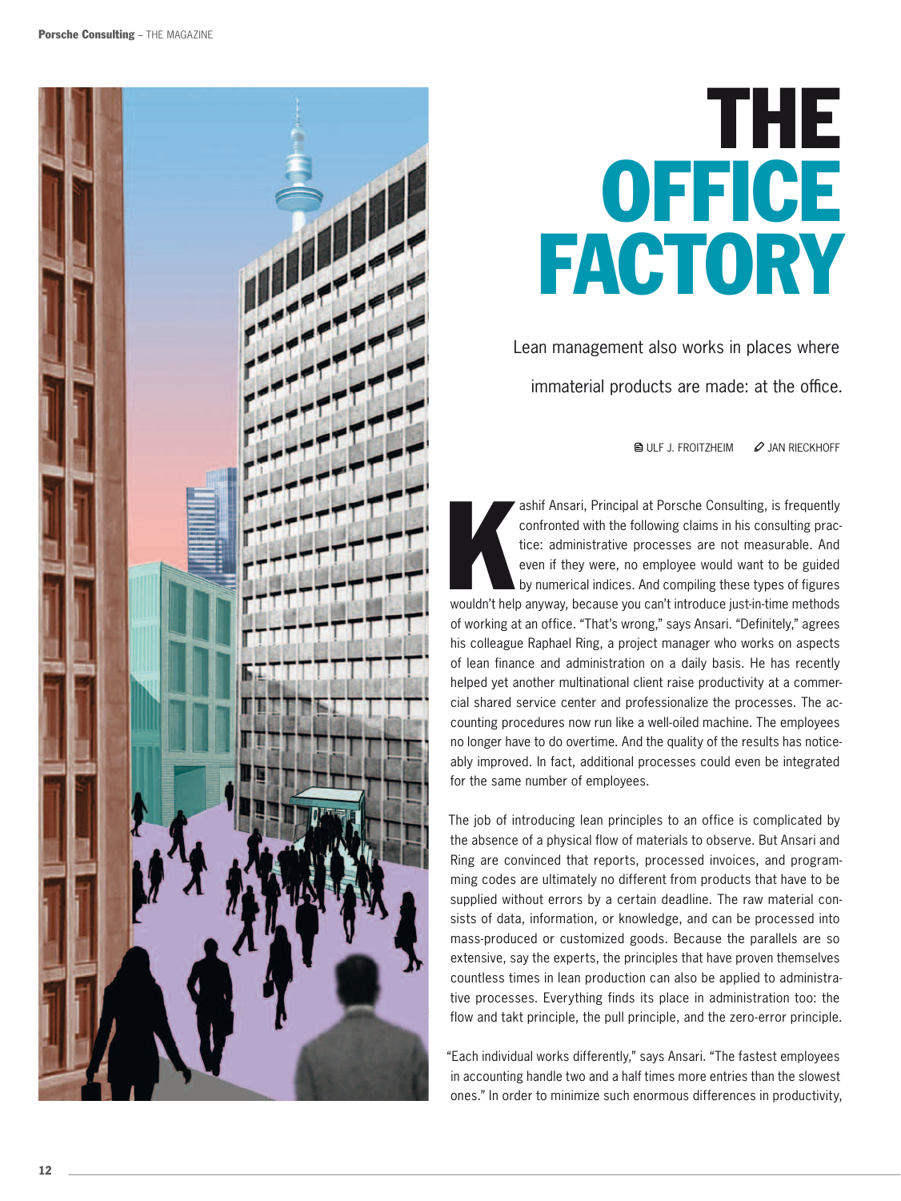# THE OFFICE FACTORY

Lean management also works in places where immaterial products are made: at the office.

ULF J. FROITZHEIM    JAN RIECKHOFF

Kashif Ansari, Principal at Porsche Consulting, is frequently confronted with the following claims in his consulting practice: administrative processes are not measurable. And even if they were, no employee would want to be guided by numerical indices. And compiling these types of figures wouldn't help anyway, because you can't introduce just-in-time methods of working at an office. "That's wrong," says Ansari. "Definitely," agrees his colleague Raphael Ring, a project manager who works on aspects of lean finance and administration on a daily basis. He has recently helped yet another multinational client raise productivity at a commercial shared service center and professionalize the processes. The accounting procedures now run like a well-oiled machine. The employees no longer have to do overtime. And the quality of the results has noticeably improved. In fact, additional processes could even be integrated for the same number of employees.

The job of introducing lean principles to an office is complicated by the absence of a physical flow of materials to observe. But Ansari and Ring are convinced that reports, processed invoices, and programming codes are ultimately no different from products that have to be supplied without errors by a certain deadline. The raw material consists of data, information, or knowledge, and can be processed into mass-produced or customized goods. Because the parallels are so extensive, say the experts, the principles that have proven themselves countless times in lean production can also be applied to administrative processes. Everything finds its place in administration too: the flow and takt principle, the pull principle, and the zero-error principle.

"Each individual works differently," says Ansari. "The fastest employees in accounting handle two and a half times more entries than the slowest ones." In order to minimize such enormous differences in productivity,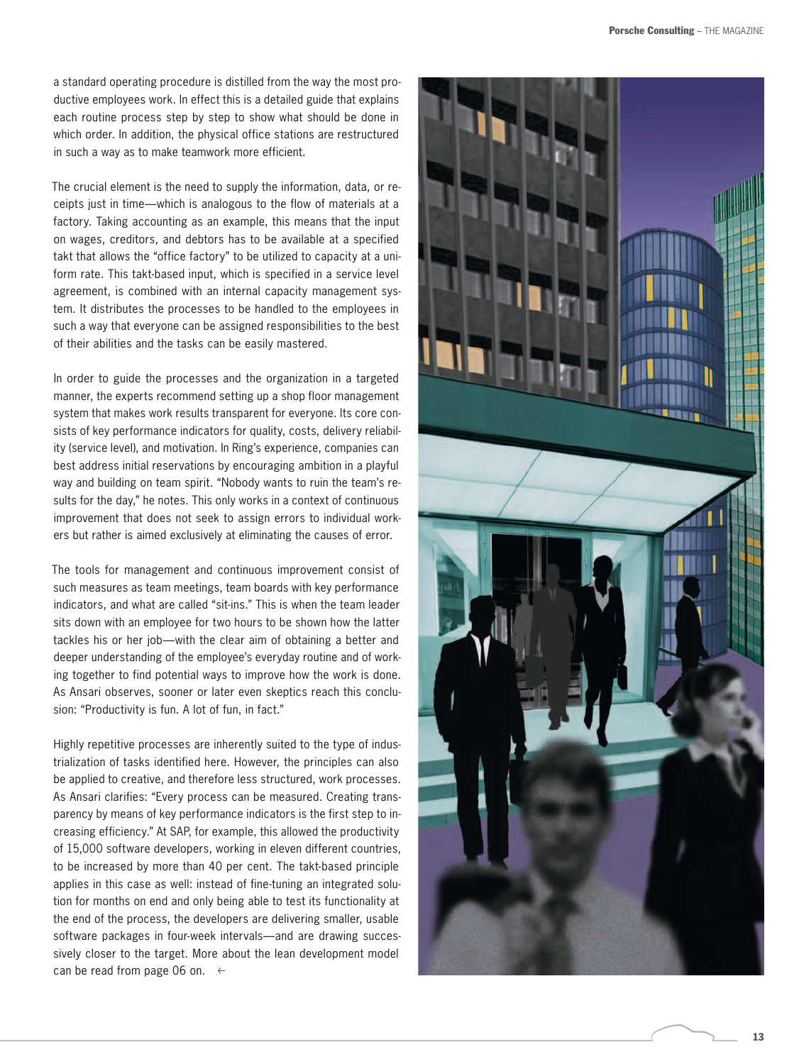a standard operating procedure is distilled from the way the most productive employees work. In effect this is a detailed guide that explains each routine process step by step to show what should be done in which order. In addition, the physical office stations are restructured in such a way as to make teamwork more efficient.

The crucial element is the need to supply the information, data, or receipts just in time—which is analogous to the flow of materials at a factory. Taking accounting as an example, this means that the input on wages, creditors, and debtors has to be available at a specified takt that allows the "office factory" to be utilized to capacity at a uniform rate. This takt-based input, which is specified in a service level agreement, is combined with an internal capacity management system. It distributes the processes to be handled to the employees in such a way that everyone can be assigned responsibilities to the best of their abilities and the tasks can be easily mastered.

In order to guide the processes and the organization in a targeted manner, the experts recommend setting up a shop floor management system that makes work results transparent for everyone. Its core consists of key performance indicators for quality, costs, delivery reliability (service level), and motivation. In Ring's experience, companies can best address initial reservations by encouraging ambition in a playful way and building on team spirit. "Nobody wants to ruin the team's results for the day," he notes. This only works in a context of continuous improvement that does not seek to assign errors to individual workers but rather is aimed exclusively at eliminating the causes of error.

The tools for management and continuous improvement consist of such measures as team meetings, team boards with key performance indicators, and what are called "sit-ins." This is when the team leader sits down with an employee for two hours to be shown how the latter tackles his or her job—with the clear aim of obtaining a better and deeper understanding of the employee's everyday routine and of working together to find potential ways to improve how the work is done. As Ansari observes, sooner or later even skeptics reach this conclusion: "Productivity is fun. A lot of fun, in fact."

Highly repetitive processes are inherently suited to the type of industrialization of tasks identified here. However, the principles can also be applied to creative, and therefore less structured, work processes. As Ansari clarifies: "Every process can be measured. Creating transparency by means of key performance indicators is the first step to increasing efficiency." At SAP, for example, this allowed the productivity of 15,000 software developers, working in eleven different countries, to be increased by more than 40 per cent. The takt-based principle applies in this case as well: instead of fine-tuning an integrated solution for months on end and only being able to test its functionality at the end of the process, the developers are delivering smaller, usable software packages in four-week intervals—and are drawing successively closer to the target. More about the lean development model can be read from page 06 on. ←